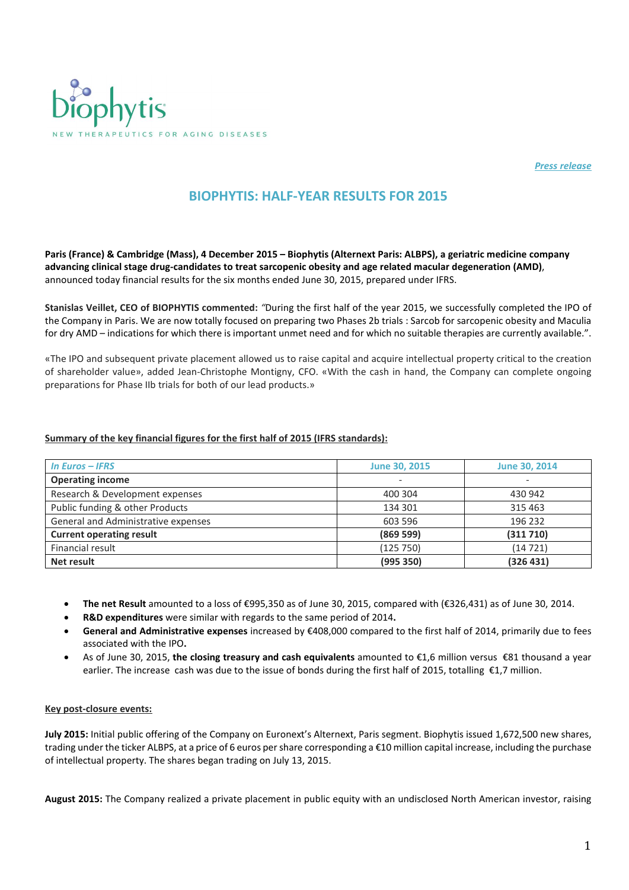biophytis

NEW THERAPEUTICS FOR AGING DISEASES

*Press release*

# BIOPHYTIS: HALF-YEAR RESULTS FOR 2015

**Paris (France) & Cambridge (Mass), 4 December 2015 – Biophytis (Alternext Paris: ALBPS), a geriatric medicine company advancing clinical stage drug-candidates to treat sarcopenic obesity and age related macular degeneration (AMD)**, announced today financial results for the six months ended June 30, 2015, prepared under IFRS.

**Stanislas Veillet, CEO of BIOPHYTIS commented:** *"*During the first half of the year 2015, we successfully completed the IPO of the Company in Paris. We are now totally focused on preparing two Phases 2b trials : Sarcob for sarcopenic obesity and Maculia for dry AMD – indications for which there is important unmet need and for which no suitable therapies are currently available.".

«The IPO and subsequent private placement allowed us to raise capital and acquire intellectual property critical to the creation of shareholder value», added Jean-Christophe Montigny, CFO. «With the cash in hand, the Company can complete ongoing preparations for Phase IIb trials for both of our lead products.»

**Summary of the key financial figures for the first half of 2015 (IFRS standards):**

| *In Euros – IFRS* | June 30, 2015 | June 30, 2014 |
|---|---|---|
| **Operating income** | - | - |
| Research & Development expenses | 400 304 | 430 942 |
| Public funding & other Products | 134 301 | 315 463 |
| General and Administrative expenses | 603 596 | 196 232 |
| **Current operating result** | **(869 599)** | **(311 710)** |
| Financial result | (125 750) | (14 721) |
| **Net result** | **(995 350)** | **(326 431)** |

- **The net Result** amounted to a loss of €995,350 as of June 30, 2015, compared with (€326,431) as of June 30, 2014.
- **R&D expenditures** were similar with regards to the same period of 2014**.**
- **General and Administrative expenses** increased by €408,000 compared to the first half of 2014, primarily due to fees associated with the IPO**.**
- As of June 30, 2015, **the closing treasury and cash equivalents** amounted to €1,6 million versus €81 thousand a year earlier. The increase cash was due to the issue of bonds during the first half of 2015, totalling €1,7 million.

**Key post-closure events:**

**July 2015:** Initial public offering of the Company on Euronext's Alternext, Paris segment. Biophytis issued 1,672,500 new shares, trading under the ticker ALBPS, at a price of 6 euros per share corresponding a €10 million capital increase, including the purchase of intellectual property. The shares began trading on July 13, 2015.

**August 2015:** The Company realized a private placement in public equity with an undisclosed North American investor, raising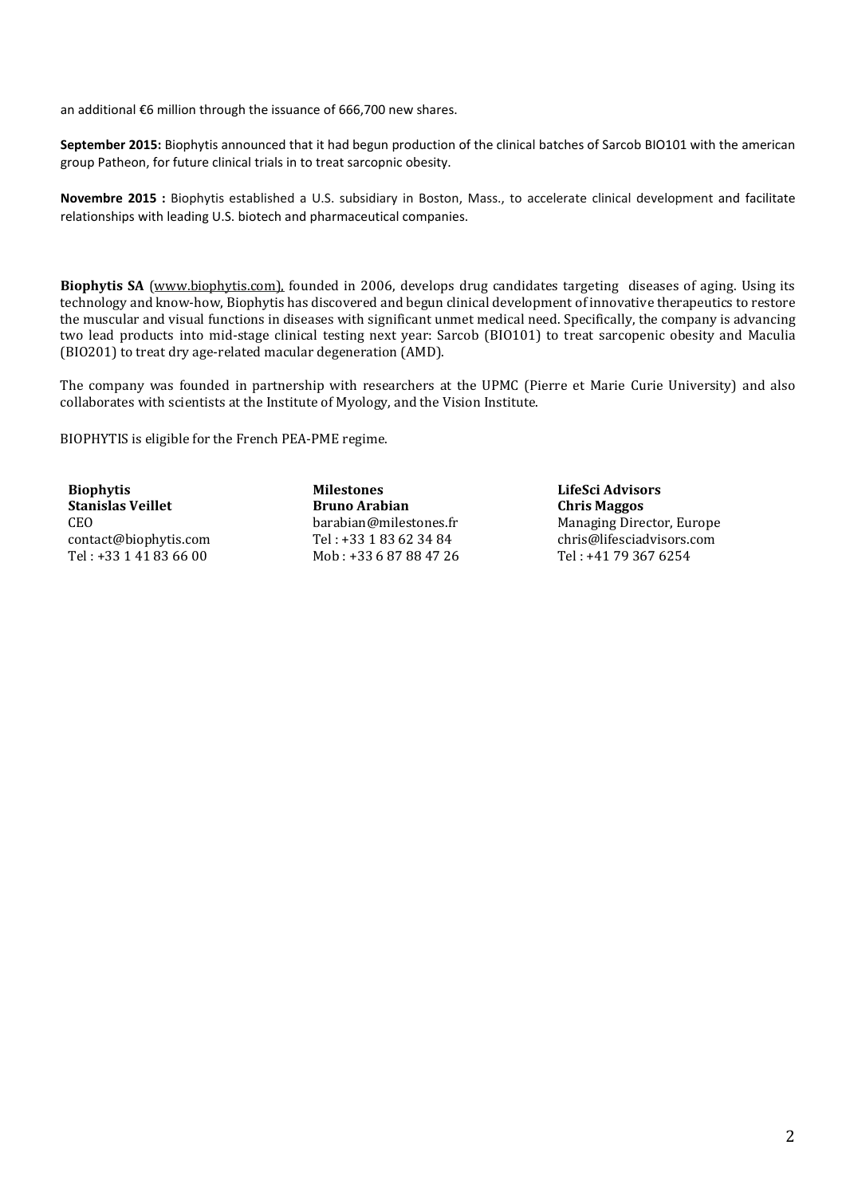an additional €6 million through the issuance of 666,700 new shares.

**September 2015:** Biophytis announced that it had begun production of the clinical batches of Sarcob BIO101 with the american group Patheon, for future clinical trials in to treat sarcopnic obesity.

**Novembre 2015 :** Biophytis established a U.S. subsidiary in Boston, Mass., to accelerate clinical development and facilitate relationships with leading U.S. biotech and pharmaceutical companies.

**Biophytis SA** (www.biophytis.com), founded in 2006, develops drug candidates targeting diseases of aging. Using its technology and know-how, Biophytis has discovered and begun clinical development of innovative therapeutics to restore the muscular and visual functions in diseases with significant unmet medical need. Specifically, the company is advancing two lead products into mid-stage clinical testing next year: Sarcob (BIO101) to treat sarcopenic obesity and Maculia (BIO201) to treat dry age-related macular degeneration (AMD).

The company was founded in partnership with researchers at the UPMC (Pierre et Marie Curie University) and also collaborates with scientists at the Institute of Myology, and the Vision Institute.

BIOPHYTIS is eligible for the French PEA-PME regime.

**Biophytis**
**Stanislas Veillet**
CEO
contact@biophytis.com
Tel : +33 1 41 83 66 00

**Milestones**
**Bruno Arabian**
barabian@milestones.fr
Tel : +33 1 83 62 34 84
Mob : +33 6 87 88 47 26

**LifeSci Advisors**
**Chris Maggos**
Managing Director, Europe
chris@lifesciadvisors.com
Tel : +41 79 367 6254